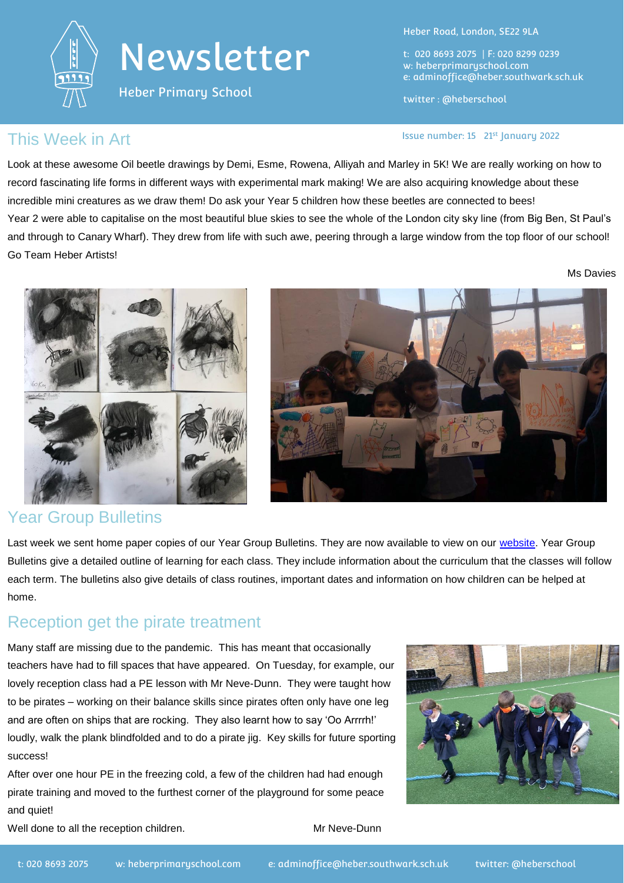# Newsletter

Heber Primary School

Heber Road, London, SE22 9LA

t: 020 8693 2075 | F: 020 8299 0239
w: heberprimaryschool.com
e: adminoffice@heber.southwark.sch.uk

twitter : @heberschool

Issue number: 15 21st January 2022

## This Week in Art

Look at these awesome Oil beetle drawings by Demi, Esme, Rowena, Alliyah and Marley in 5K! We are really working on how to record fascinating life forms in different ways with experimental mark making! We are also acquiring knowledge about these incredible mini creatures as we draw them! Do ask your Year 5 children how these beetles are connected to bees!
Year 2 were able to capitalise on the most beautiful blue skies to see the whole of the London city sky line (from Big Ben, St Paul's and through to Canary Wharf). They drew from life with such awe, peering through a large window from the top floor of our school! Go Team Heber Artists!

Ms Davies

## Year Group Bulletins

Last week we sent home paper copies of our Year Group Bulletins. They are now available to view on our website. Year Group Bulletins give a detailed outline of learning for each class. They include information about the curriculum that the classes will follow each term. The bulletins also give details of class routines, important dates and information on how children can be helped at home.

## Reception get the pirate treatment

Many staff are missing due to the pandemic. This has meant that occasionally teachers have had to fill spaces that have appeared. On Tuesday, for example, our lovely reception class had a PE lesson with Mr Neve-Dunn. They were taught how to be pirates – working on their balance skills since pirates often only have one leg and are often on ships that are rocking. They also learnt how to say 'Oo Arrrrh!' loudly, walk the plank blindfolded and to do a pirate jig. Key skills for future sporting success!
After over one hour PE in the freezing cold, a few of the children had had enough pirate training and moved to the furthest corner of the playground for some peace and quiet!
Well done to all the reception children.

Mr Neve-Dunn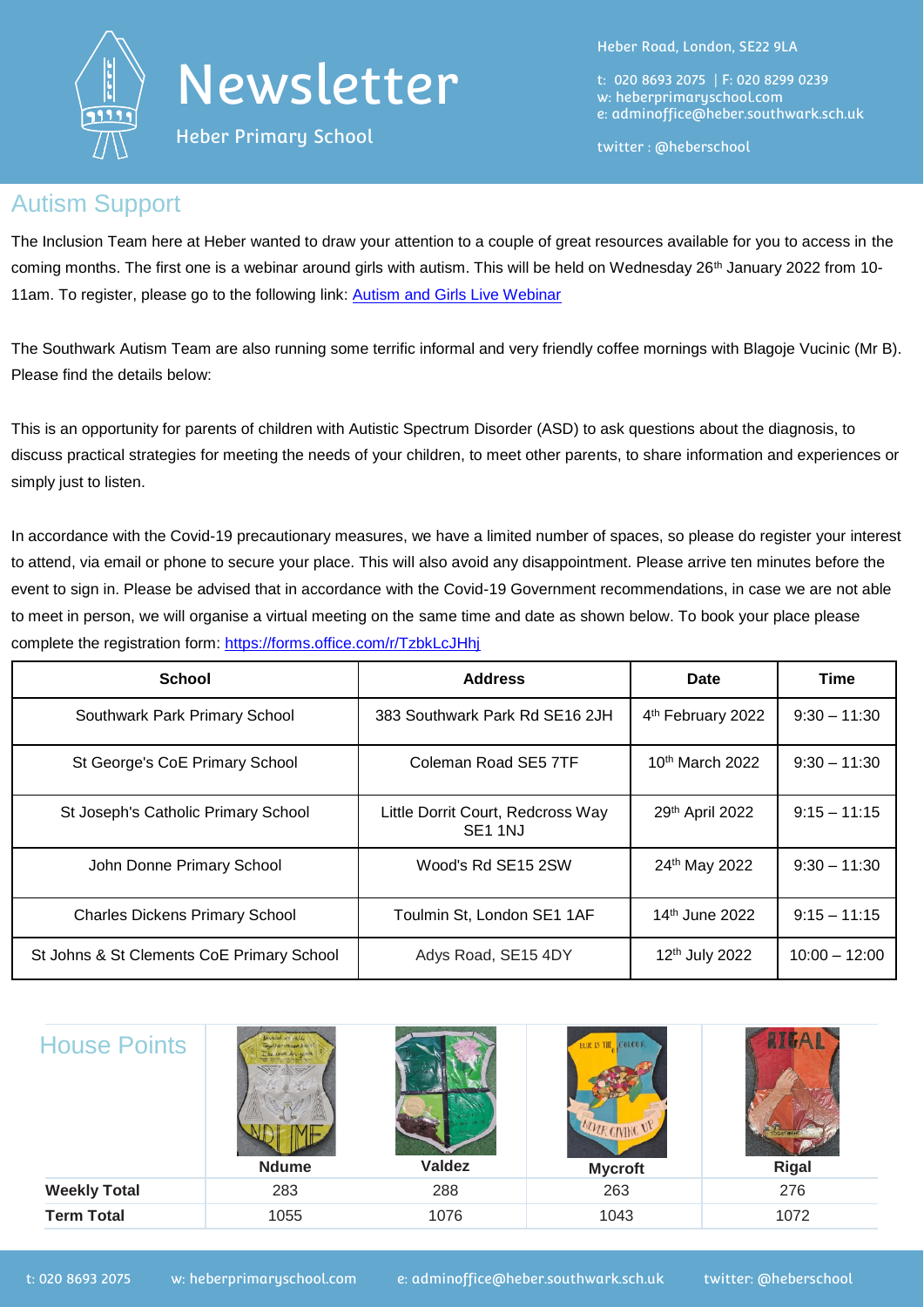# Newsletter

Heber Primary School

Heber Road, London, SE22 9LA

t: 020 8693 2075 | F: 020 8299 0239
w: heberprimaryschool.com
e: adminoffice@heber.southwark.sch.uk

twitter : @heberschool

## Autism Support

The Inclusion Team here at Heber wanted to draw your attention to a couple of great resources available for you to access in the coming months. The first one is a webinar around girls with autism. This will be held on Wednesday 26th January 2022 from 10-11am. To register, please go to the following link: Autism and Girls Live Webinar

The Southwark Autism Team are also running some terrific informal and very friendly coffee mornings with Blagoje Vucinic (Mr B). Please find the details below:

This is an opportunity for parents of children with Autistic Spectrum Disorder (ASD) to ask questions about the diagnosis, to discuss practical strategies for meeting the needs of your children, to meet other parents, to share information and experiences or simply just to listen.

In accordance with the Covid-19 precautionary measures, we have a limited number of spaces, so please do register your interest to attend, via email or phone to secure your place. This will also avoid any disappointment. Please arrive ten minutes before the event to sign in. Please be advised that in accordance with the Covid-19 Government recommendations, in case we are not able to meet in person, we will organise a virtual meeting on the same time and date as shown below. To book your place please complete the registration form: https://forms.office.com/r/TzbkLcJHhj

| School | Address | Date | Time |
|---|---|---|---|
| Southwark Park Primary School | 383 Southwark Park Rd SE16 2JH | 4th February 2022 | 9:30 – 11:30 |
| St George's CoE Primary School | Coleman Road SE5 7TF | 10th March 2022 | 9:30 – 11:30 |
| St Joseph's Catholic Primary School | Little Dorrit Court, Redcross Way SE1 1NJ | 29th April 2022 | 9:15 – 11:15 |
| John Donne Primary School | Wood's Rd SE15 2SW | 24th May 2022 | 9:30 – 11:30 |
| Charles Dickens Primary School | Toulmin St, London SE1 1AF | 14th June 2022 | 9:15 – 11:15 |
| St Johns & St Clements CoE Primary School | Adys Road, SE15 4DY | 12th July 2022 | 10:00 – 12:00 |

## House Points

| | Ndume | Valdez | Mycroft | Rigal |
|---|---|---|---|---|
| **Weekly Total** | 283 | 288 | 263 | 276 |
| **Term Total** | 1055 | 1076 | 1043 | 1072 |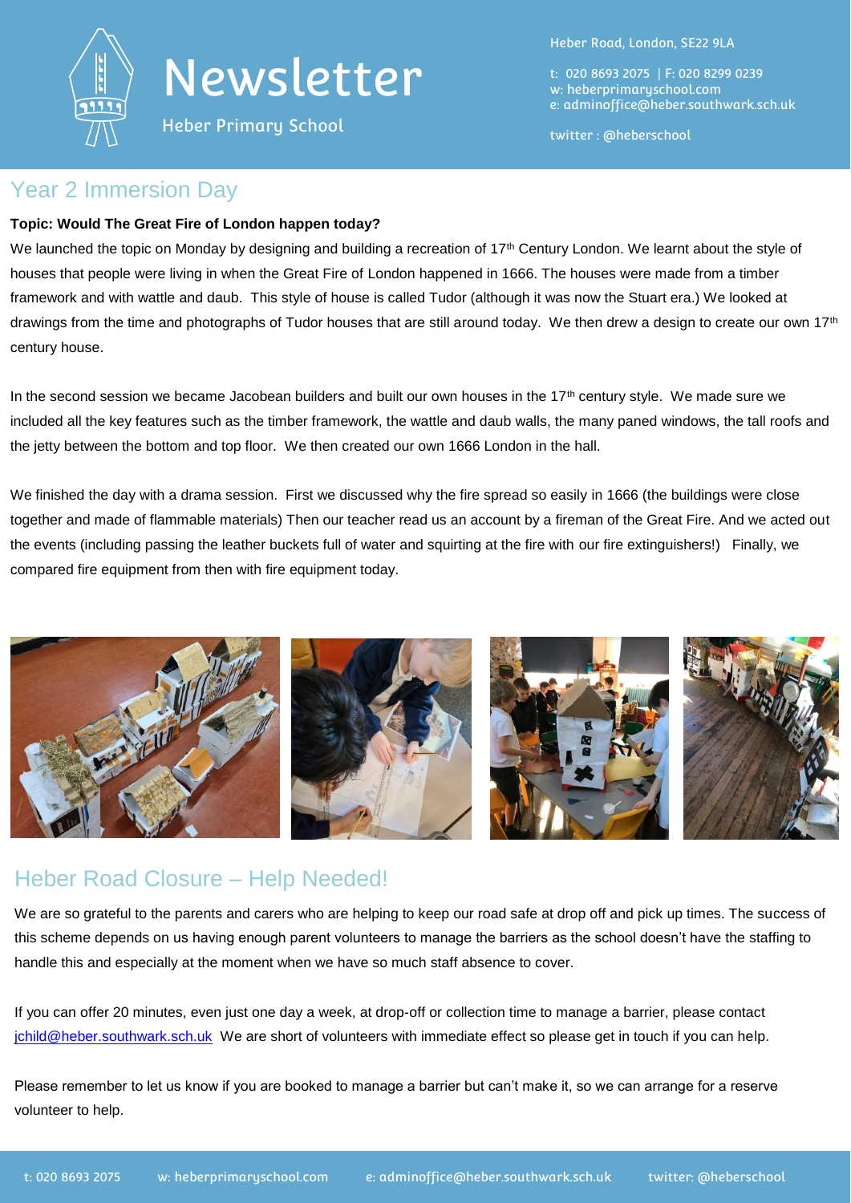## Year 2 Immersion Day

**Topic: Would The Great Fire of London happen today?**

We launched the topic on Monday by designing and building a recreation of 17th Century London. We learnt about the style of houses that people were living in when the Great Fire of London happened in 1666. The houses were made from a timber framework and with wattle and daub. This style of house is called Tudor (although it was now the Stuart era.) We looked at drawings from the time and photographs of Tudor houses that are still around today. We then drew a design to create our own 17th century house.

In the second session we became Jacobean builders and built our own houses in the 17th century style. We made sure we included all the key features such as the timber framework, the wattle and daub walls, the many paned windows, the tall roofs and the jetty between the bottom and top floor. We then created our own 1666 London in the hall.

We finished the day with a drama session. First we discussed why the fire spread so easily in 1666 (the buildings were close together and made of flammable materials) Then our teacher read us an account by a fireman of the Great Fire. And we acted out the events (including passing the leather buckets full of water and squirting at the fire with our fire extinguishers!) Finally, we compared fire equipment from then with fire equipment today.

## Heber Road Closure – Help Needed!

We are so grateful to the parents and carers who are helping to keep our road safe at drop off and pick up times. The success of this scheme depends on us having enough parent volunteers to manage the barriers as the school doesn't have the staffing to handle this and especially at the moment when we have so much staff absence to cover.

If you can offer 20 minutes, even just one day a week, at drop-off or collection time to manage a barrier, please contact jchild@heber.southwark.sch.uk We are short of volunteers with immediate effect so please get in touch if you can help.

Please remember to let us know if you are booked to manage a barrier but can't make it, so we can arrange for a reserve volunteer to help.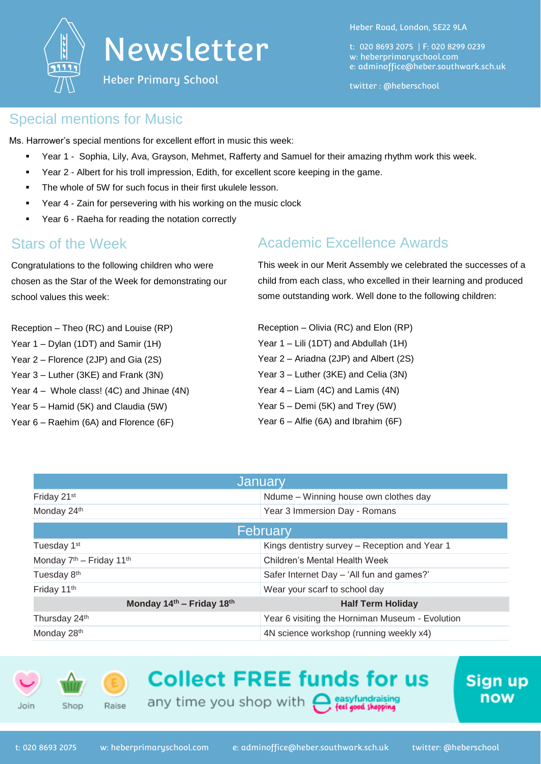# Newsletter

Heber Primary School

Heber Road, London, SE22 9LA

t: 020 8693 2075 | F: 020 8299 0239
w: heberprimaryschool.com
e: adminoffice@heber.southwark.sch.uk

twitter : @heberschool

## Special mentions for Music

Ms. Harrower's special mentions for excellent effort in music this week:

- Year 1 - Sophia, Lily, Ava, Grayson, Mehmet, Rafferty and Samuel for their amazing rhythm work this week.
- Year 2 - Albert for his troll impression, Edith, for excellent score keeping in the game.
- The whole of 5W for such focus in their first ukulele lesson.
- Year 4 - Zain for persevering with his working on the music clock
- Year 6 - Raeha for reading the notation correctly

## Stars of the Week

Congratulations to the following children who were chosen as the Star of the Week for demonstrating our school values this week:

Reception – Theo (RC) and Louise (RP)
Year 1 – Dylan (1DT) and Samir (1H)
Year 2 – Florence (2JP) and Gia (2S)
Year 3 – Luther (3KE) and Frank (3N)
Year 4 – Whole class! (4C) and Jhinae (4N)
Year 5 – Hamid (5K) and Claudia (5W)
Year 6 – Raehim (6A) and Florence (6F)

## Academic Excellence Awards

This week in our Merit Assembly we celebrated the successes of a child from each class, who excelled in their learning and produced some outstanding work. Well done to the following children:

Reception – Olivia (RC) and Elon (RP)
Year 1 – Lili (1DT) and Abdullah (1H)
Year 2 – Ariadna (2JP) and Albert (2S)
Year 3 – Luther (3KE) and Celia (3N)
Year 4 – Liam (4C) and Lamis (4N)
Year 5 – Demi (5K) and Trey (5W)
Year 6 – Alfie (6A) and Ibrahim (6F)

| January | |
|---|---|
| Friday 21st | Ndume – Winning house own clothes day |
| Monday 24th | Year 3 Immersion Day - Romans |
| **February** | |
| Tuesday 1st | Kings dentistry survey – Reception and Year 1 |
| Monday 7th – Friday 11th | Children's Mental Health Week |
| Tuesday 8th | Safer Internet Day – 'All fun and games?' |
| Friday 11th | Wear your scarf to school day |
| **Monday 14th – Friday 18th** | **Half Term Holiday** |
| Thursday 24th | Year 6 visiting the Horniman Museum - Evolution |
| Monday 28th | 4N science workshop (running weekly x4) |

Join Shop Raise

**Collect FREE funds for us**
any time you shop with easyfundraising feel good shopping

**Sign up now**

t: 020 8693 2075 w: heberprimaryschool.com e: adminoffice@heber.southwark.sch.uk twitter: @heberschool